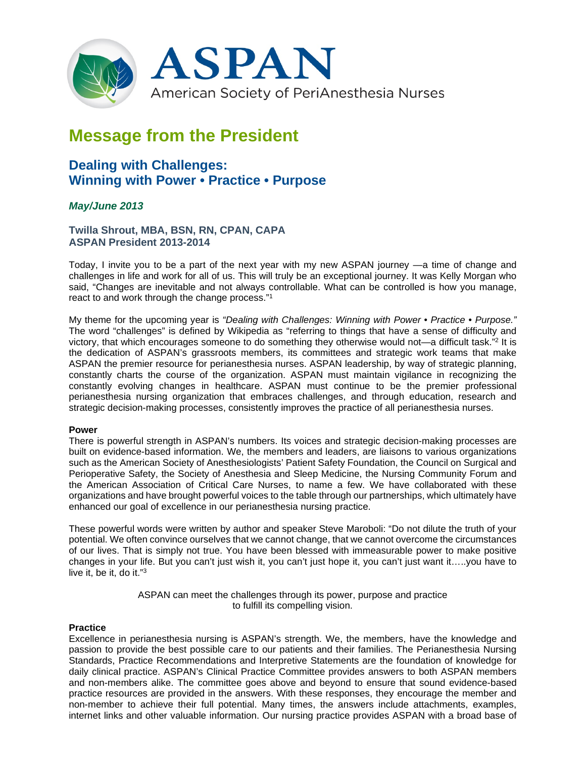ASPAN

American Society of PeriAnesthesia Nurses

# Message from the President

## Dealing with Challenges: Winning with Power • Practice • Purpose

***May/June 2013***

**Twilla Shrout, MBA, BSN, RN, CPAN, CAPA**
**ASPAN President 2013-2014**

Today, I invite you to be a part of the next year with my new ASPAN journey —a time of change and challenges in life and work for all of us. This will truly be an exceptional journey. It was Kelly Morgan who said, "Changes are inevitable and not always controllable. What can be controlled is how you manage, react to and work through the change process."[1]

My theme for the upcoming year is *"Dealing with Challenges: Winning with Power • Practice • Purpose."* The word "challenges" is defined by Wikipedia as "referring to things that have a sense of difficulty and victory, that which encourages someone to do something they otherwise would not—a difficult task."[2] It is the dedication of ASPAN's grassroots members, its committees and strategic work teams that make ASPAN the premier resource for perianesthesia nurses. ASPAN leadership, by way of strategic planning, constantly charts the course of the organization. ASPAN must maintain vigilance in recognizing the constantly evolving changes in healthcare. ASPAN must continue to be the premier professional perianesthesia nursing organization that embraces challenges, and through education, research and strategic decision-making processes, consistently improves the practice of all perianesthesia nurses.

**Power**

There is powerful strength in ASPAN's numbers. Its voices and strategic decision-making processes are built on evidence-based information. We, the members and leaders, are liaisons to various organizations such as the American Society of Anesthesiologists' Patient Safety Foundation, the Council on Surgical and Perioperative Safety, the Society of Anesthesia and Sleep Medicine, the Nursing Community Forum and the American Association of Critical Care Nurses, to name a few. We have collaborated with these organizations and have brought powerful voices to the table through our partnerships, which ultimately have enhanced our goal of excellence in our perianesthesia nursing practice.

These powerful words were written by author and speaker Steve Maroboli: "Do not dilute the truth of your potential. We often convince ourselves that we cannot change, that we cannot overcome the circumstances of our lives. That is simply not true. You have been blessed with immeasurable power to make positive changes in your life. But you can't just wish it, you can't just hope it, you can't just want it…..you have to live it, be it, do it."[3]

ASPAN can meet the challenges through its power, purpose and practice to fulfill its compelling vision.

**Practice**

Excellence in perianesthesia nursing is ASPAN's strength. We, the members, have the knowledge and passion to provide the best possible care to our patients and their families. The Perianesthesia Nursing Standards, Practice Recommendations and Interpretive Statements are the foundation of knowledge for daily clinical practice. ASPAN's Clinical Practice Committee provides answers to both ASPAN members and non-members alike. The committee goes above and beyond to ensure that sound evidence-based practice resources are provided in the answers. With these responses, they encourage the member and non-member to achieve their full potential. Many times, the answers include attachments, examples, internet links and other valuable information. Our nursing practice provides ASPAN with a broad base of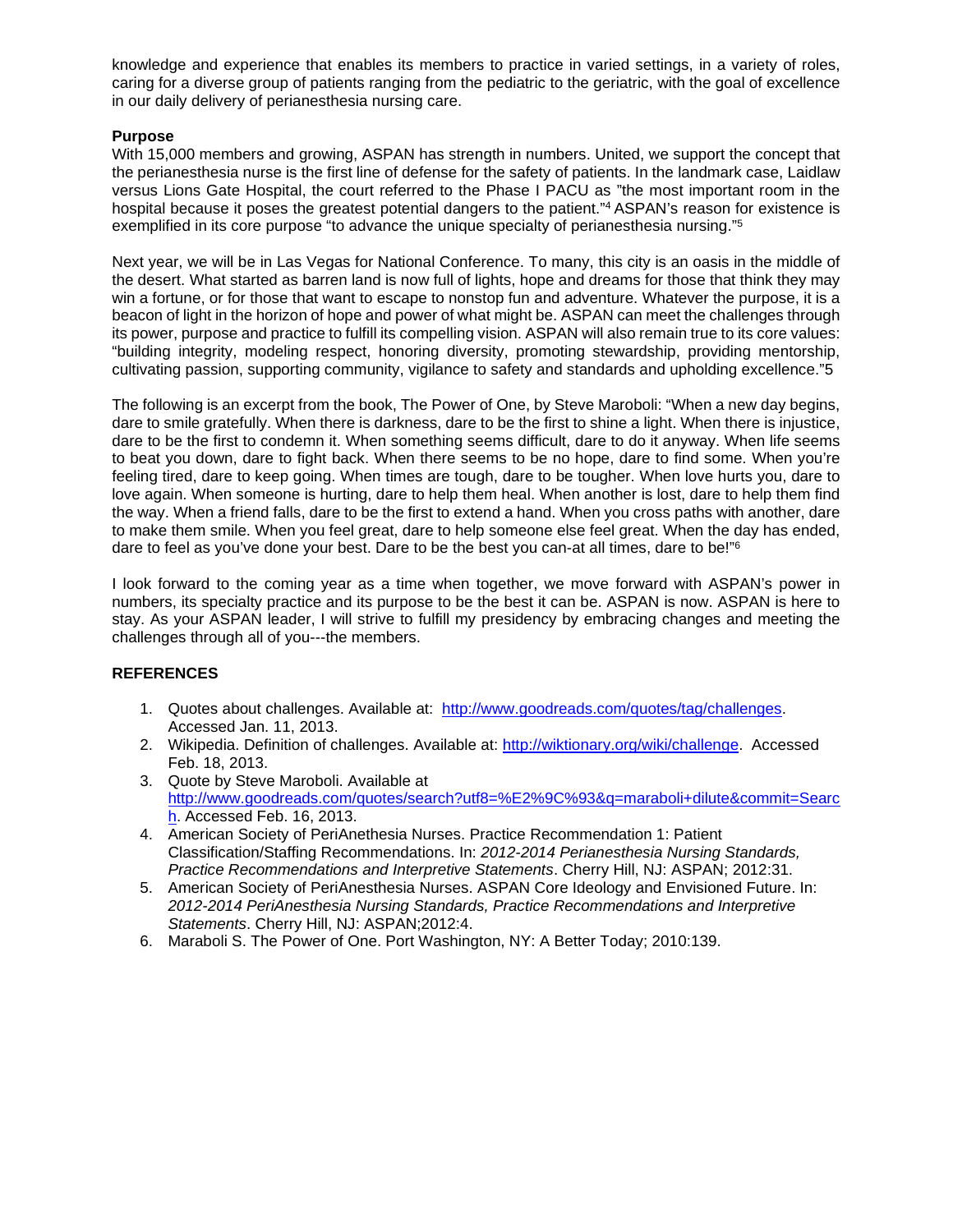knowledge and experience that enables its members to practice in varied settings, in a variety of roles, caring for a diverse group of patients ranging from the pediatric to the geriatric, with the goal of excellence in our daily delivery of perianesthesia nursing care.

**Purpose**

With 15,000 members and growing, ASPAN has strength in numbers. United, we support the concept that the perianesthesia nurse is the first line of defense for the safety of patients. In the landmark case, Laidlaw versus Lions Gate Hospital, the court referred to the Phase I PACU as "the most important room in the hospital because it poses the greatest potential dangers to the patient."[4] ASPAN's reason for existence is exemplified in its core purpose "to advance the unique specialty of perianesthesia nursing."[5]

Next year, we will be in Las Vegas for National Conference. To many, this city is an oasis in the middle of the desert. What started as barren land is now full of lights, hope and dreams for those that think they may win a fortune, or for those that want to escape to nonstop fun and adventure. Whatever the purpose, it is a beacon of light in the horizon of hope and power of what might be. ASPAN can meet the challenges through its power, purpose and practice to fulfill its compelling vision. ASPAN will also remain true to its core values: "building integrity, modeling respect, honoring diversity, promoting stewardship, providing mentorship, cultivating passion, supporting community, vigilance to safety and standards and upholding excellence."5

The following is an excerpt from the book, The Power of One, by Steve Maroboli: "When a new day begins, dare to smile gratefully. When there is darkness, dare to be the first to shine a light. When there is injustice, dare to be the first to condemn it. When something seems difficult, dare to do it anyway. When life seems to beat you down, dare to fight back. When there seems to be no hope, dare to find some. When you're feeling tired, dare to keep going. When times are tough, dare to be tougher. When love hurts you, dare to love again. When someone is hurting, dare to help them heal. When another is lost, dare to help them find the way. When a friend falls, dare to be the first to extend a hand. When you cross paths with another, dare to make them smile. When you feel great, dare to help someone else feel great. When the day has ended, dare to feel as you've done your best. Dare to be the best you can-at all times, dare to be!"[6]

I look forward to the coming year as a time when together, we move forward with ASPAN's power in numbers, its specialty practice and its purpose to be the best it can be. ASPAN is now. ASPAN is here to stay. As your ASPAN leader, I will strive to fulfill my presidency by embracing changes and meeting the challenges through all of you---the members.

**REFERENCES**

1. Quotes about challenges. Available at: http://www.goodreads.com/quotes/tag/challenges. Accessed Jan. 11, 2013.
2. Wikipedia. Definition of challenges. Available at: http://wiktionary.org/wiki/challenge. Accessed Feb. 18, 2013.
3. Quote by Steve Maroboli. Available at http://www.goodreads.com/quotes/search?utf8=%E2%9C%93&q=maraboli+dilute&commit=Search. Accessed Feb. 16, 2013.
4. American Society of PeriAnethesia Nurses. Practice Recommendation 1: Patient Classification/Staffing Recommendations. In: *2012-2014 Perianesthesia Nursing Standards, Practice Recommendations and Interpretive Statements*. Cherry Hill, NJ: ASPAN; 2012:31.
5. American Society of PeriAnesthesia Nurses. ASPAN Core Ideology and Envisioned Future. In: *2012-2014 PeriAnesthesia Nursing Standards, Practice Recommendations and Interpretive Statements*. Cherry Hill, NJ: ASPAN;2012:4.
6. Maraboli S. The Power of One. Port Washington, NY: A Better Today; 2010:139.